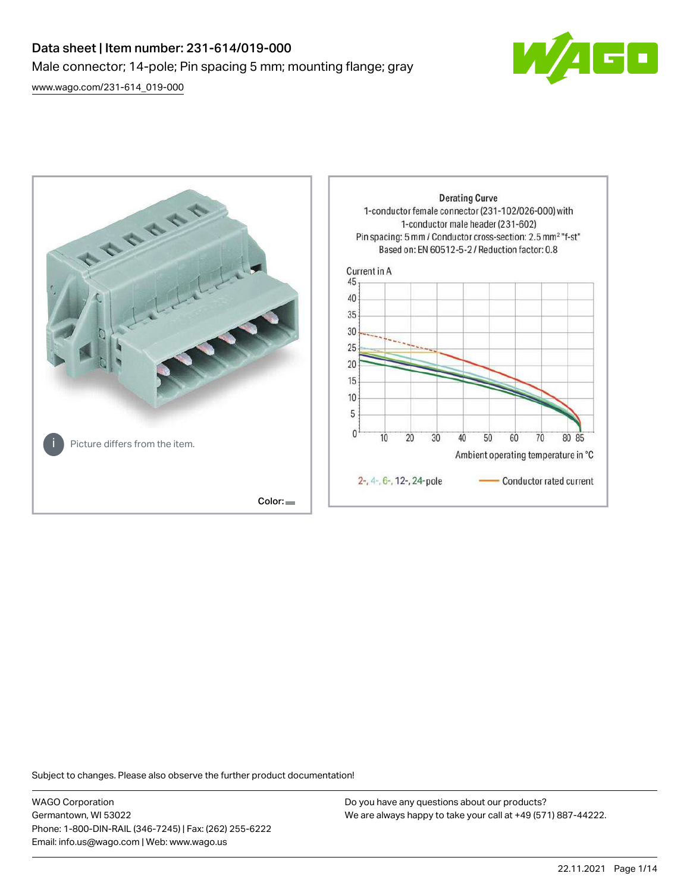# Data sheet | Item number: 231-614/019-000

Male connector; 14-pole; Pin spacing 5 mm; mounting flange; gray

[www.wago.com/231-614_019-000](www.wago.com/231-614_019-000)

Picture differs from the item.

Color:

Derating Curve
1-conductor female connector (231-102/026-000) with 1-conductor male header (231-602)
Pin spacing: 5 mm / Conductor cross-section: 2.5 mm² "f-st"
Based on: EN 60512-5-2 / Reduction factor: 0.8

Current in A

Ambient operating temperature in °C

2-, 4-, 6-, 12-, 24-pole — Conductor rated current

Subject to changes. Please also observe the further product documentation!

WAGO Corporation
Germantown, WI 53022
Phone: 1-800-DIN-RAIL (346-7245) | Fax: (262) 255-6222
Email: info.us@wago.com | Web: www.wago.us

Do you have any questions about our products?
We are always happy to take your call at +49 (571) 887-44222.

22.11.2021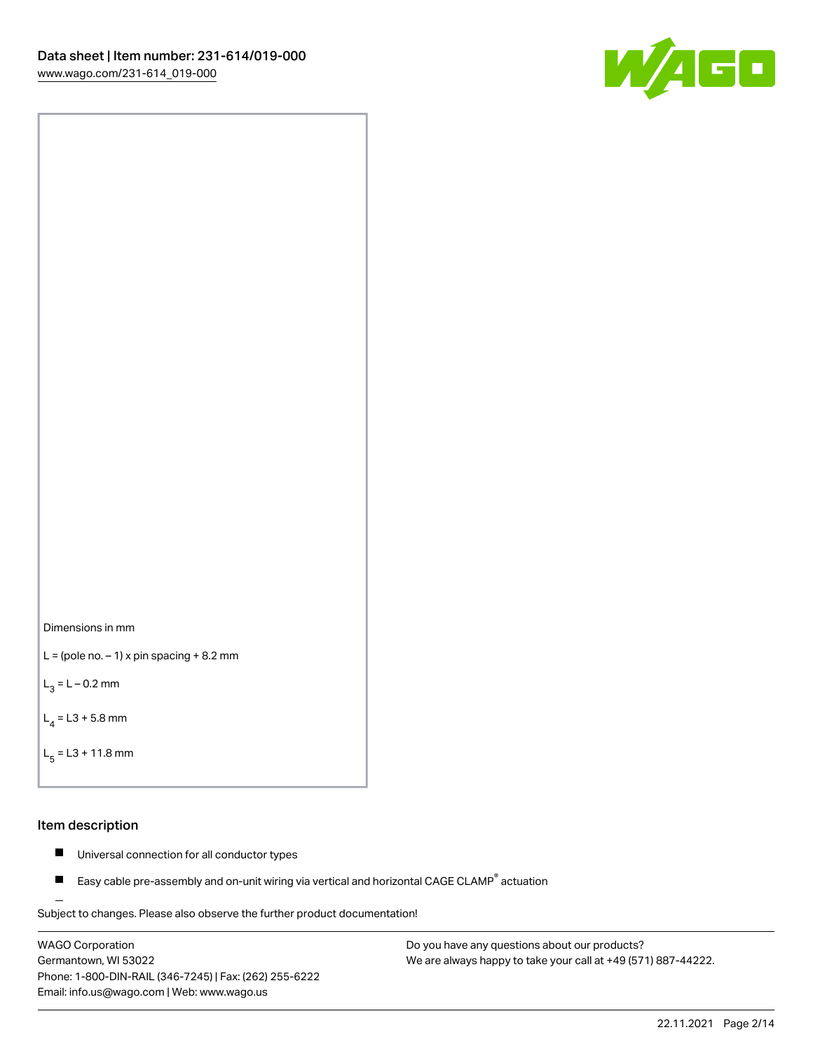Dimensions in mm

L = (pole no. – 1) x pin spacing + 8.2 mm

$L_3$ = L – 0.2 mm

$L_4$ = L3 + 5.8 mm

$L_5$ = L3 + 11.8 mm

## Item description

- Universal connection for all conductor types
- Easy cable pre-assembly and on-unit wiring via vertical and horizontal CAGE CLAMP® actuation

Subject to changes. Please also observe the further product documentation!

WAGO Corporation
Germantown, WI 53022
Phone: 1-800-DIN-RAIL (346-7245) | Fax: (262) 255-6222
Email: info.us@wago.com | Web: www.wago.us

Do you have any questions about our products?
We are always happy to take your call at +49 (571) 887-44222.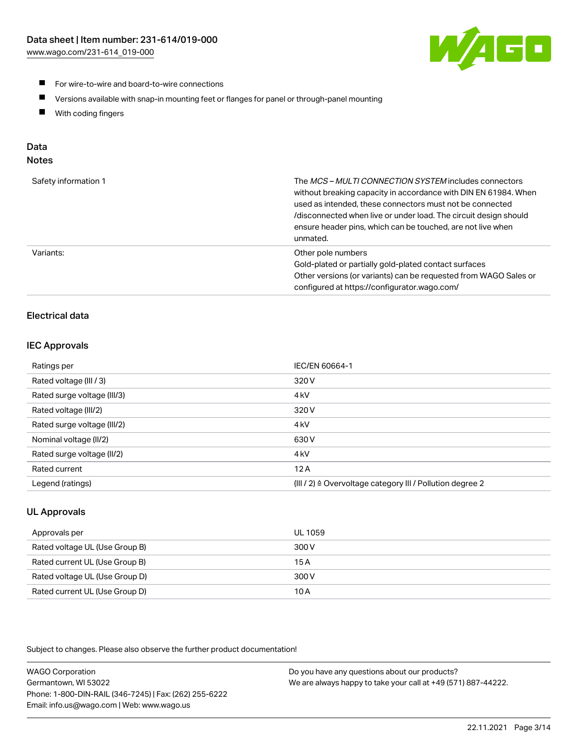- For wire-to-wire and board-to-wire connections
- Versions available with snap-in mounting feet or flanges for panel or through-panel mounting
- With coding fingers

## Data

### Notes

| | |
|---|---|
| Safety information 1 | The *MCS – MULTI CONNECTION SYSTEM* includes connectors without breaking capacity in accordance with DIN EN 61984. When used as intended, these connectors must not be connected /disconnected when live or under load. The circuit design should ensure header pins, which can be touched, are not live when unmated. |
| Variants: | Other pole numbers<br>Gold-plated or partially gold-plated contact surfaces<br>Other versions (or variants) can be requested from WAGO Sales or configured at https://configurator.wago.com/ |

### Electrical data

#### IEC Approvals

| | |
|---|---|
| Ratings per | IEC/EN 60664-1 |
| Rated voltage (III / 3) | 320 V |
| Rated surge voltage (III/3) | 4 kV |
| Rated voltage (III/2) | 320 V |
| Rated surge voltage (III/2) | 4 kV |
| Nominal voltage (II/2) | 630 V |
| Rated surge voltage (II/2) | 4 kV |
| Rated current | 12 A |
| Legend (ratings) | (III / 2) ≙ Overvoltage category III / Pollution degree 2 |

#### UL Approvals

| | |
|---|---|
| Approvals per | UL 1059 |
| Rated voltage UL (Use Group B) | 300 V |
| Rated current UL (Use Group B) | 15 A |
| Rated voltage UL (Use Group D) | 300 V |
| Rated current UL (Use Group D) | 10 A |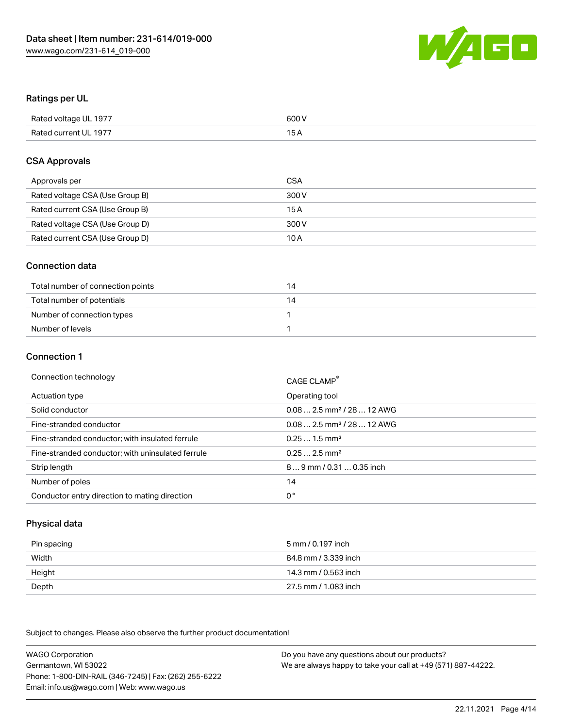## Ratings per UL

| | |
|---|---|
| Rated voltage UL 1977 | 600 V |
| Rated current UL 1977 | 15 A |

## CSA Approvals

| | |
|---|---|
| Approvals per | CSA |
| Rated voltage CSA (Use Group B) | 300 V |
| Rated current CSA (Use Group B) | 15 A |
| Rated voltage CSA (Use Group D) | 300 V |
| Rated current CSA (Use Group D) | 10 A |

## Connection data

| | |
|---|---|
| Total number of connection points | 14 |
| Total number of potentials | 14 |
| Number of connection types | 1 |
| Number of levels | 1 |

## Connection 1

| | |
|---|---|
| Connection technology | CAGE CLAMP® |
| Actuation type | Operating tool |
| Solid conductor | 0.08 … 2.5 mm² / 28 … 12 AWG |
| Fine-stranded conductor | 0.08 … 2.5 mm² / 28 … 12 AWG |
| Fine-stranded conductor; with insulated ferrule | 0.25 … 1.5 mm² |
| Fine-stranded conductor; with uninsulated ferrule | 0.25 … 2.5 mm² |
| Strip length | 8 … 9 mm / 0.31 … 0.35 inch |
| Number of poles | 14 |
| Conductor entry direction to mating direction | 0° |

## Physical data

| | |
|---|---|
| Pin spacing | 5 mm / 0.197 inch |
| Width | 84.8 mm / 3.339 inch |
| Height | 14.3 mm / 0.563 inch |
| Depth | 27.5 mm / 1.083 inch |

Subject to changes. Please also observe the further product documentation!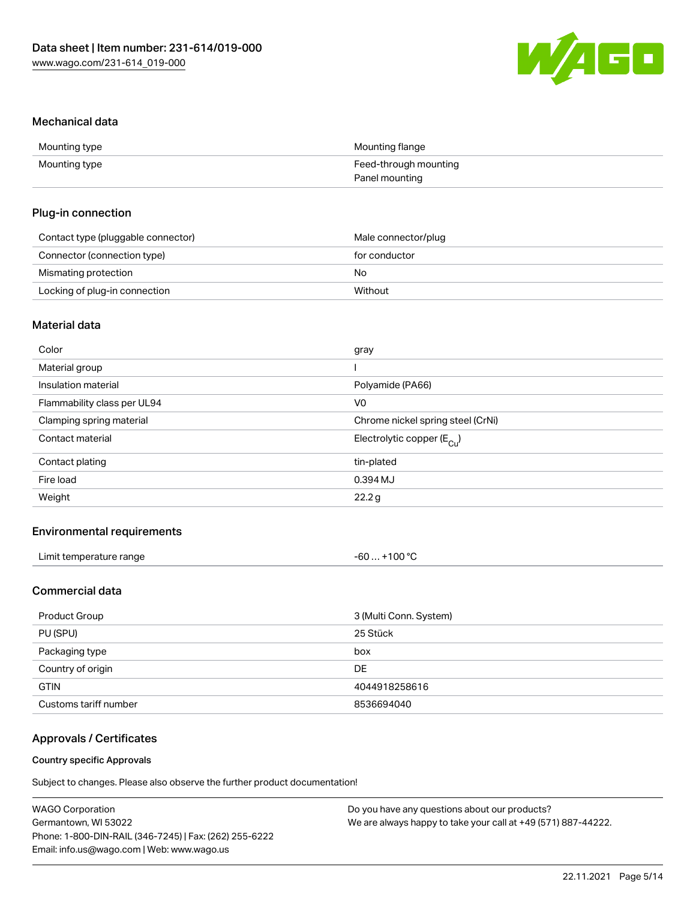## Mechanical data

| | |
|---|---|
| Mounting type | Mounting flange |
| Mounting type | Feed-through mounting<br>Panel mounting |

## Plug-in connection

| | |
|---|---|
| Contact type (pluggable connector) | Male connector/plug |
| Connector (connection type) | for conductor |
| Mismating protection | No |
| Locking of plug-in connection | Without |

## Material data

| | |
|---|---|
| Color | gray |
| Material group | I |
| Insulation material | Polyamide (PA66) |
| Flammability class per UL94 | V0 |
| Clamping spring material | Chrome nickel spring steel (CrNi) |
| Contact material | Electrolytic copper ($E_{Cu}$) |
| Contact plating | tin-plated |
| Fire load | 0.394 MJ |
| Weight | 22.2 g |

## Environmental requirements

| | |
|---|---|
| Limit temperature range | -60 … +100 °C |

## Commercial data

| | |
|---|---|
| Product Group | 3 (Multi Conn. System) |
| PU (SPU) | 25 Stück |
| Packaging type | box |
| Country of origin | DE |
| GTIN | 4044918258616 |
| Customs tariff number | 8536694040 |

## Approvals / Certificates

### Country specific Approvals

Subject to changes. Please also observe the further product documentation!

WAGO Corporation
Germantown, WI 53022
Phone: 1-800-DIN-RAIL (346-7245) | Fax: (262) 255-6222
Email: info.us@wago.com | Web: www.wago.us

Do you have any questions about our products?
We are always happy to take your call at +49 (571) 887-44222.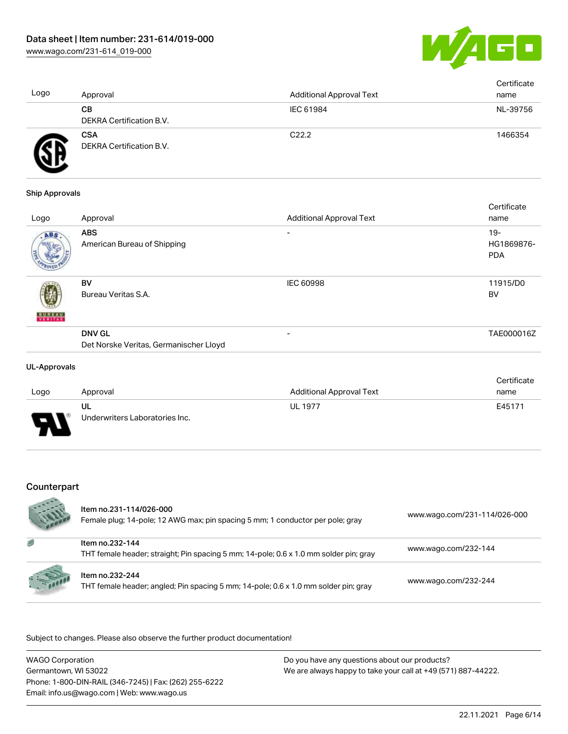| Logo | Approval | Additional Approval Text | Certificate name |
| --- | --- | --- | --- |
| | **CB** DEKRA Certification B.V. | IEC 61984 | NL-39756 |
| | **CSA** DEKRA Certification B.V. | C22.2 | 1466354 |

**Ship Approvals**

| Logo | Approval | Additional Approval Text | Certificate name |
| --- | --- | --- | --- |
| | **ABS** American Bureau of Shipping | - | 19-HG1869876-PDA |
| | **BV** Bureau Veritas S.A. | IEC 60998 | 11915/D0 BV |
| | **DNV GL** Det Norske Veritas, Germanischer Lloyd | - | TAE000016Z |

**UL-Approvals**

| Logo | Approval | Additional Approval Text | Certificate name |
| --- | --- | --- | --- |
| | **UL** Underwriters Laboratories Inc. | UL 1977 | E45171 |

## Counterpart

| Item | Link |
| --- | --- |
| Item no.231-114/026-000<br>Female plug; 14-pole; 12 AWG max; pin spacing 5 mm; 1 conductor per pole; gray | www.wago.com/231-114/026-000 |
| Item no.232-144<br>THT female header; straight; Pin spacing 5 mm; 14-pole; 0.6 x 1.0 mm solder pin; gray | www.wago.com/232-144 |
| Item no.232-244<br>THT female header; angled; Pin spacing 5 mm; 14-pole; 0.6 x 1.0 mm solder pin; gray | www.wago.com/232-244 |

Subject to changes. Please also observe the further product documentation!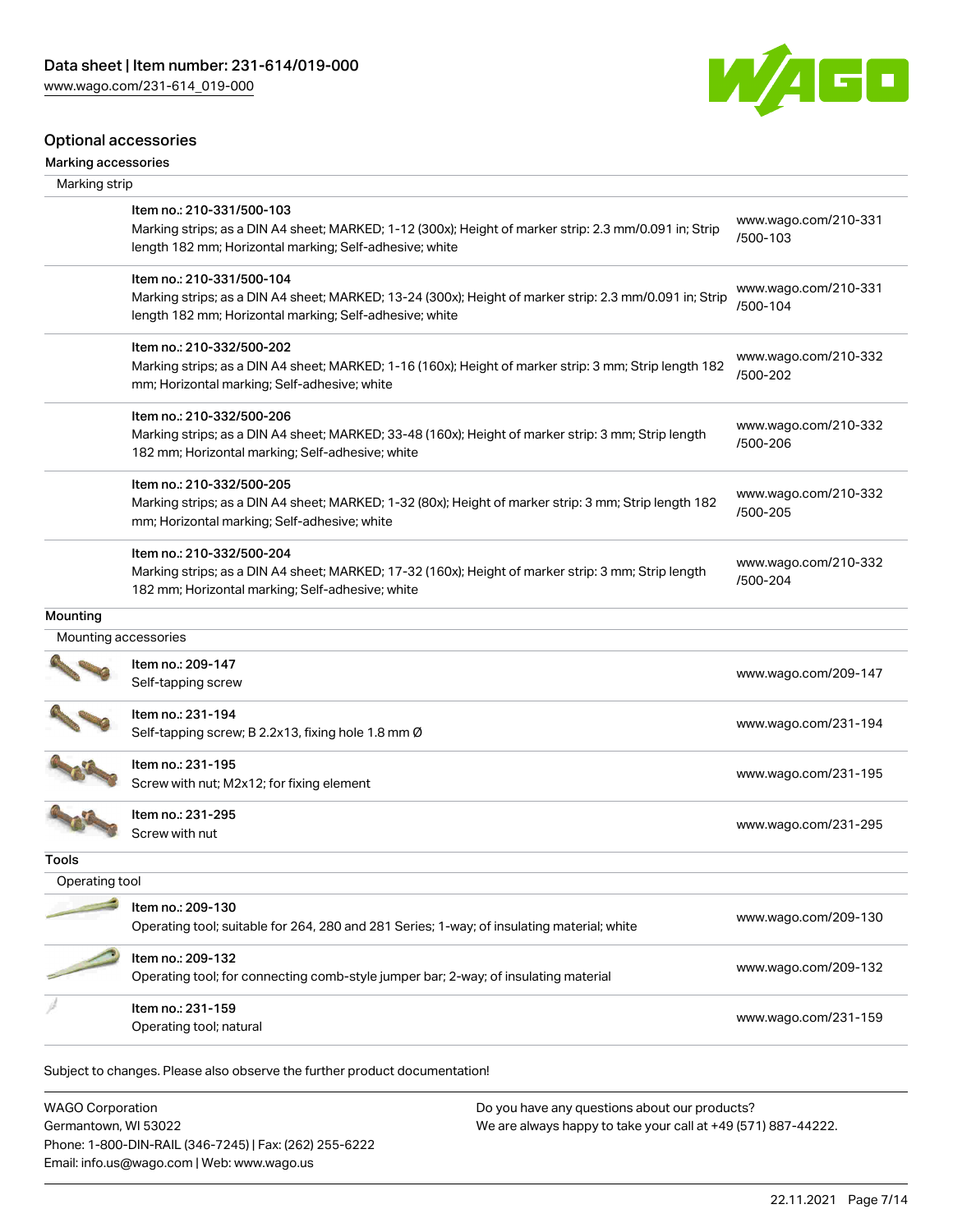## Optional accessories

### Marking accessories

#### Marking strip

| Item | Link |
| --- | --- |
| Item no.: 210-331/500-103<br>Marking strips; as a DIN A4 sheet; MARKED; 1-12 (300x); Height of marker strip: 2.3 mm/0.091 in; Strip length 182 mm; Horizontal marking; Self-adhesive; white | www.wago.com/210-331/500-103 |
| Item no.: 210-331/500-104<br>Marking strips; as a DIN A4 sheet; MARKED; 13-24 (300x); Height of marker strip: 2.3 mm/0.091 in; Strip length 182 mm; Horizontal marking; Self-adhesive; white | www.wago.com/210-331/500-104 |
| Item no.: 210-332/500-202<br>Marking strips; as a DIN A4 sheet; MARKED; 1-16 (160x); Height of marker strip: 3 mm; Strip length 182 mm; Horizontal marking; Self-adhesive; white | www.wago.com/210-332/500-202 |
| Item no.: 210-332/500-206<br>Marking strips; as a DIN A4 sheet; MARKED; 33-48 (160x); Height of marker strip: 3 mm; Strip length 182 mm; Horizontal marking; Self-adhesive; white | www.wago.com/210-332/500-206 |
| Item no.: 210-332/500-205<br>Marking strips; as a DIN A4 sheet; MARKED; 1-32 (80x); Height of marker strip: 3 mm; Strip length 182 mm; Horizontal marking; Self-adhesive; white | www.wago.com/210-332/500-205 |
| Item no.: 210-332/500-204<br>Marking strips; as a DIN A4 sheet; MARKED; 17-32 (160x); Height of marker strip: 3 mm; Strip length 182 mm; Horizontal marking; Self-adhesive; white | www.wago.com/210-332/500-204 |

### Mounting

#### Mounting accessories

| Item | Link |
| --- | --- |
| Item no.: 209-147<br>Self-tapping screw | www.wago.com/209-147 |
| Item no.: 231-194<br>Self-tapping screw; B 2.2x13, fixing hole 1.8 mm Ø | www.wago.com/231-194 |
| Item no.: 231-195<br>Screw with nut; M2x12; for fixing element | www.wago.com/231-195 |
| Item no.: 231-295<br>Screw with nut | www.wago.com/231-295 |

### Tools

#### Operating tool

| Item | Link |
| --- | --- |
| Item no.: 209-130<br>Operating tool; suitable for 264, 280 and 281 Series; 1-way; of insulating material; white | www.wago.com/209-130 |
| Item no.: 209-132<br>Operating tool; for connecting comb-style jumper bar; 2-way; of insulating material | www.wago.com/209-132 |
| Item no.: 231-159<br>Operating tool; natural | www.wago.com/231-159 |

Subject to changes. Please also observe the further product documentation!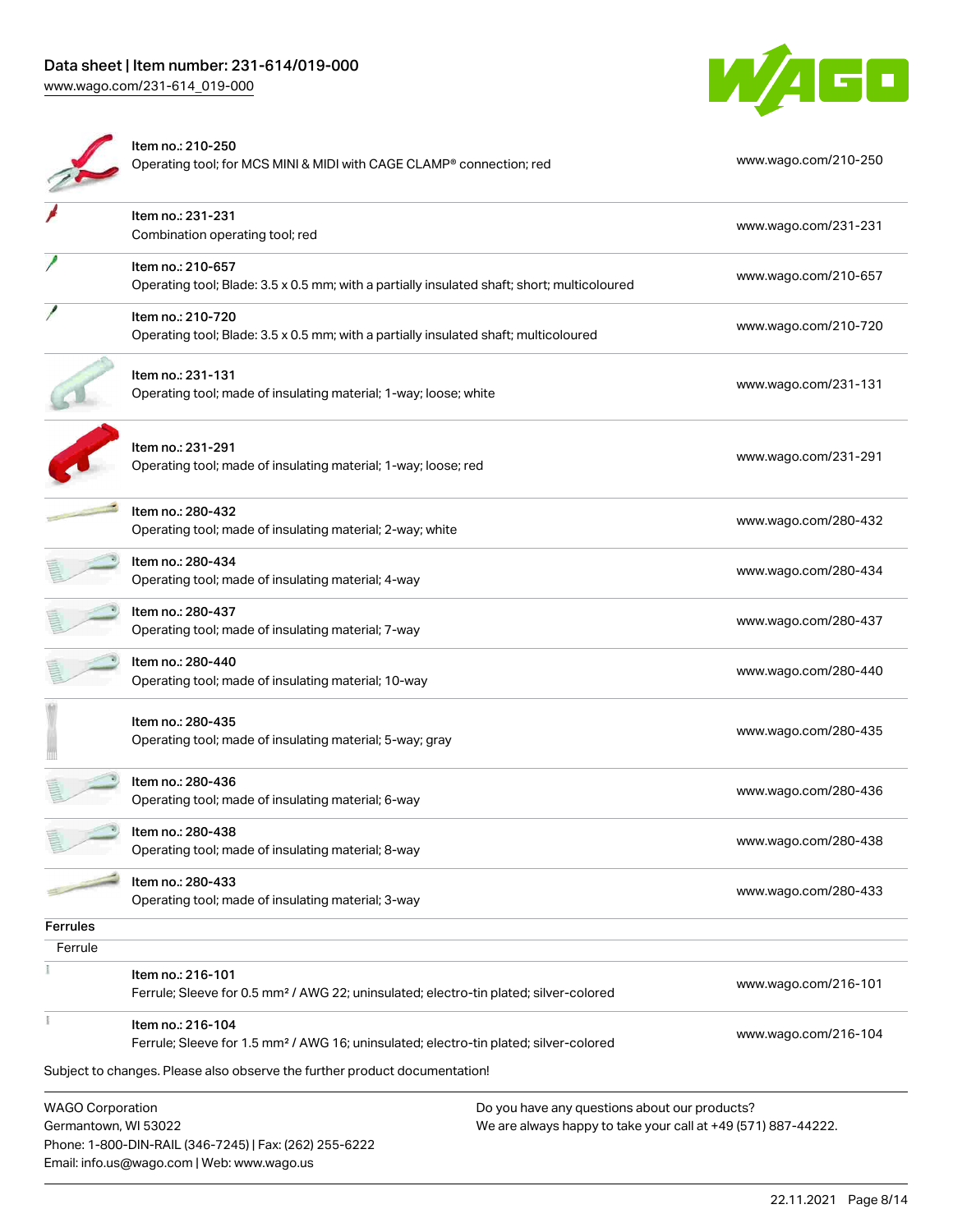| Item | Link |
|---|---|
| Item no.: 210-250<br>Operating tool; for MCS MINI & MIDI with CAGE CLAMP® connection; red | www.wago.com/210-250 |
| Item no.: 231-231<br>Combination operating tool; red | www.wago.com/231-231 |
| Item no.: 210-657<br>Operating tool; Blade: 3.5 x 0.5 mm; with a partially insulated shaft; short; multicoloured | www.wago.com/210-657 |
| Item no.: 210-720<br>Operating tool; Blade: 3.5 x 0.5 mm; with a partially insulated shaft; multicoloured | www.wago.com/210-720 |
| Item no.: 231-131<br>Operating tool; made of insulating material; 1-way; loose; white | www.wago.com/231-131 |
| Item no.: 231-291<br>Operating tool; made of insulating material; 1-way; loose; red | www.wago.com/231-291 |
| Item no.: 280-432<br>Operating tool; made of insulating material; 2-way; white | www.wago.com/280-432 |
| Item no.: 280-434<br>Operating tool; made of insulating material; 4-way | www.wago.com/280-434 |
| Item no.: 280-437<br>Operating tool; made of insulating material; 7-way | www.wago.com/280-437 |
| Item no.: 280-440<br>Operating tool; made of insulating material; 10-way | www.wago.com/280-440 |
| Item no.: 280-435<br>Operating tool; made of insulating material; 5-way; gray | www.wago.com/280-435 |
| Item no.: 280-436<br>Operating tool; made of insulating material; 6-way | www.wago.com/280-436 |
| Item no.: 280-438<br>Operating tool; made of insulating material; 8-way | www.wago.com/280-438 |
| Item no.: 280-433<br>Operating tool; made of insulating material; 3-way | www.wago.com/280-433 |

### Ferrules

Ferrule

| Item | Link |
|---|---|
| Item no.: 216-101<br>Ferrule; Sleeve for 0.5 mm² / AWG 22; uninsulated; electro-tin plated; silver-colored | www.wago.com/216-101 |
| Item no.: 216-104<br>Ferrule; Sleeve for 1.5 mm² / AWG 16; uninsulated; electro-tin plated; silver-colored | www.wago.com/216-104 |

Subject to changes. Please also observe the further product documentation!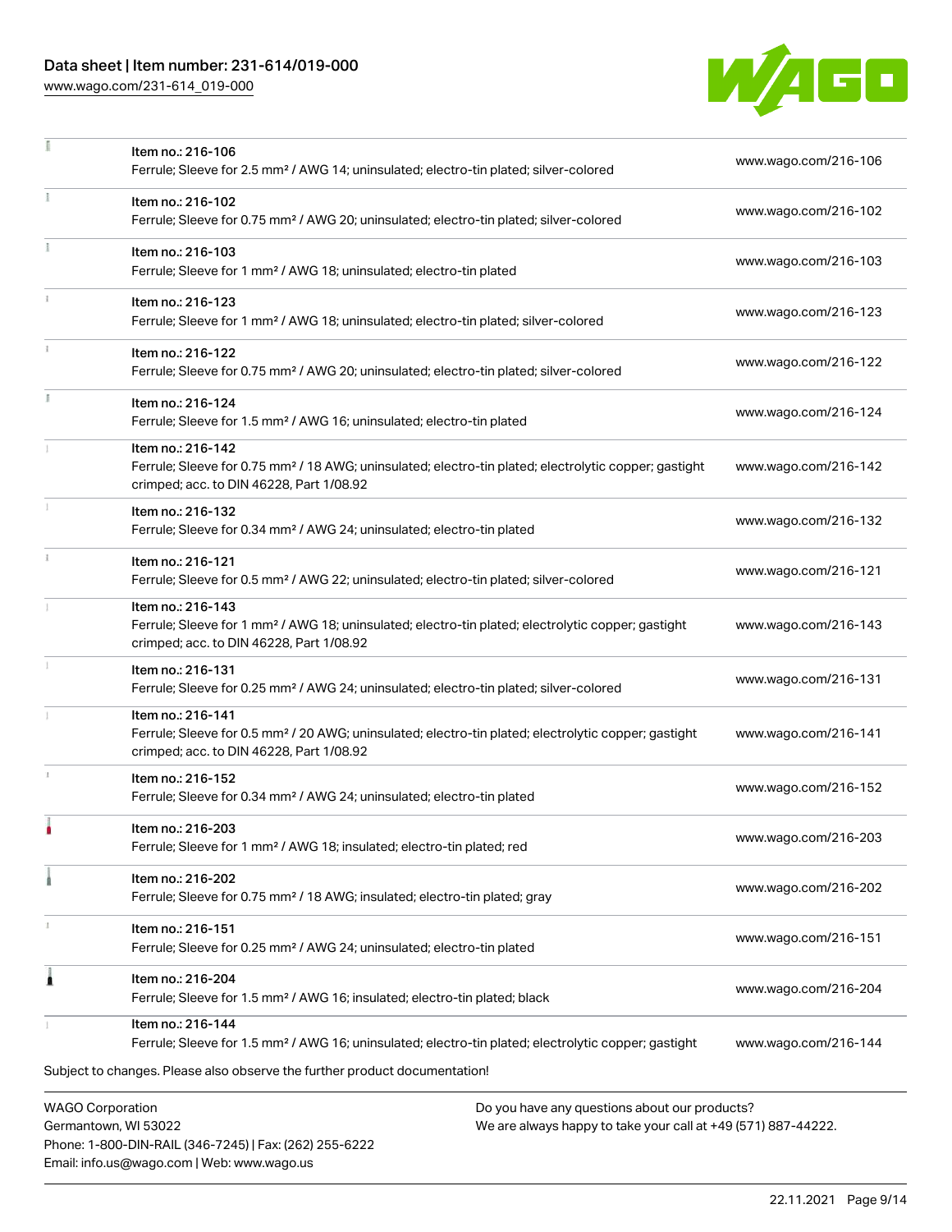| | | |
|---|---|---|
| | Item no.: 216-106<br>Ferrule; Sleeve for 2.5 mm² / AWG 14; uninsulated; electro-tin plated; silver-colored | www.wago.com/216-106 |
| | Item no.: 216-102<br>Ferrule; Sleeve for 0.75 mm² / AWG 20; uninsulated; electro-tin plated; silver-colored | www.wago.com/216-102 |
| | Item no.: 216-103<br>Ferrule; Sleeve for 1 mm² / AWG 18; uninsulated; electro-tin plated | www.wago.com/216-103 |
| | Item no.: 216-123<br>Ferrule; Sleeve for 1 mm² / AWG 18; uninsulated; electro-tin plated; silver-colored | www.wago.com/216-123 |
| | Item no.: 216-122<br>Ferrule; Sleeve for 0.75 mm² / AWG 20; uninsulated; electro-tin plated; silver-colored | www.wago.com/216-122 |
| | Item no.: 216-124<br>Ferrule; Sleeve for 1.5 mm² / AWG 16; uninsulated; electro-tin plated | www.wago.com/216-124 |
| | Item no.: 216-142<br>Ferrule; Sleeve for 0.75 mm² / 18 AWG; uninsulated; electro-tin plated; electrolytic copper; gastight crimped; acc. to DIN 46228, Part 1/08.92 | www.wago.com/216-142 |
| | Item no.: 216-132<br>Ferrule; Sleeve for 0.34 mm² / AWG 24; uninsulated; electro-tin plated | www.wago.com/216-132 |
| | Item no.: 216-121<br>Ferrule; Sleeve for 0.5 mm² / AWG 22; uninsulated; electro-tin plated; silver-colored | www.wago.com/216-121 |
| | Item no.: 216-143<br>Ferrule; Sleeve for 1 mm² / AWG 18; uninsulated; electro-tin plated; electrolytic copper; gastight crimped; acc. to DIN 46228, Part 1/08.92 | www.wago.com/216-143 |
| | Item no.: 216-131<br>Ferrule; Sleeve for 0.25 mm² / AWG 24; uninsulated; electro-tin plated; silver-colored | www.wago.com/216-131 |
| | Item no.: 216-141<br>Ferrule; Sleeve for 0.5 mm² / 20 AWG; uninsulated; electro-tin plated; electrolytic copper; gastight crimped; acc. to DIN 46228, Part 1/08.92 | www.wago.com/216-141 |
| | Item no.: 216-152<br>Ferrule; Sleeve for 0.34 mm² / AWG 24; uninsulated; electro-tin plated | www.wago.com/216-152 |
| | Item no.: 216-203<br>Ferrule; Sleeve for 1 mm² / AWG 18; insulated; electro-tin plated; red | www.wago.com/216-203 |
| | Item no.: 216-202<br>Ferrule; Sleeve for 0.75 mm² / 18 AWG; insulated; electro-tin plated; gray | www.wago.com/216-202 |
| | Item no.: 216-151<br>Ferrule; Sleeve for 0.25 mm² / AWG 24; uninsulated; electro-tin plated | www.wago.com/216-151 |
| | Item no.: 216-204<br>Ferrule; Sleeve for 1.5 mm² / AWG 16; insulated; electro-tin plated; black | www.wago.com/216-204 |
| | Item no.: 216-144<br>Ferrule; Sleeve for 1.5 mm² / AWG 16; uninsulated; electro-tin plated; electrolytic copper; gastight | www.wago.com/216-144 |

Subject to changes. Please also observe the further product documentation!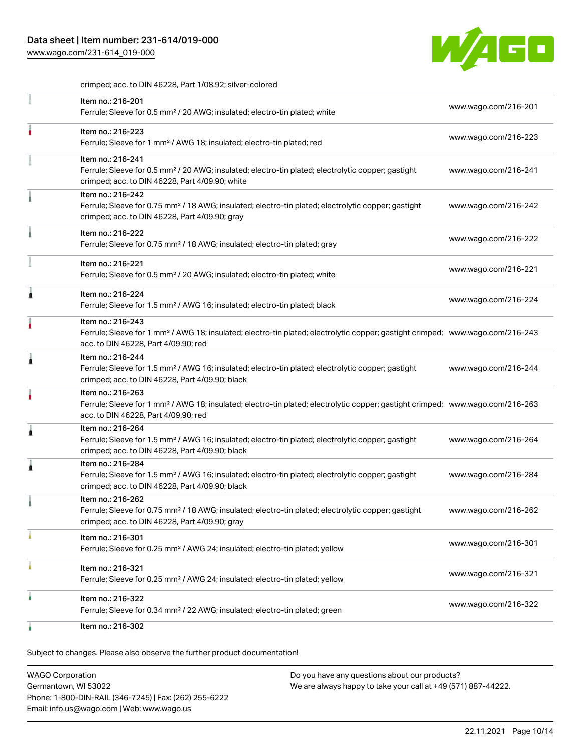crimped; acc. to DIN 46228, Part 1/08.92; silver-colored

| Item | Link |
| --- | --- |
| Item no.: 216-201<br>Ferrule; Sleeve for 0.5 mm² / 20 AWG; insulated; electro-tin plated; white | www.wago.com/216-201 |
| Item no.: 216-223<br>Ferrule; Sleeve for 1 mm² / AWG 18; insulated; electro-tin plated; red | www.wago.com/216-223 |
| Item no.: 216-241<br>Ferrule; Sleeve for 0.5 mm² / 20 AWG; insulated; electro-tin plated; electrolytic copper; gastight crimped; acc. to DIN 46228, Part 4/09.90; white | www.wago.com/216-241 |
| Item no.: 216-242<br>Ferrule; Sleeve for 0.75 mm² / 18 AWG; insulated; electro-tin plated; electrolytic copper; gastight crimped; acc. to DIN 46228, Part 4/09.90; gray | www.wago.com/216-242 |
| Item no.: 216-222<br>Ferrule; Sleeve for 0.75 mm² / 18 AWG; insulated; electro-tin plated; gray | www.wago.com/216-222 |
| Item no.: 216-221<br>Ferrule; Sleeve for 0.5 mm² / 20 AWG; insulated; electro-tin plated; white | www.wago.com/216-221 |
| Item no.: 216-224<br>Ferrule; Sleeve for 1.5 mm² / AWG 16; insulated; electro-tin plated; black | www.wago.com/216-224 |
| Item no.: 216-243<br>Ferrule; Sleeve for 1 mm² / AWG 18; insulated; electro-tin plated; electrolytic copper; gastight crimped; acc. to DIN 46228, Part 4/09.90; red | www.wago.com/216-243 |
| Item no.: 216-244<br>Ferrule; Sleeve for 1.5 mm² / AWG 16; insulated; electro-tin plated; electrolytic copper; gastight crimped; acc. to DIN 46228, Part 4/09.90; black | www.wago.com/216-244 |
| Item no.: 216-263<br>Ferrule; Sleeve for 1 mm² / AWG 18; insulated; electro-tin plated; electrolytic copper; gastight crimped; acc. to DIN 46228, Part 4/09.90; red | www.wago.com/216-263 |
| Item no.: 216-264<br>Ferrule; Sleeve for 1.5 mm² / AWG 16; insulated; electro-tin plated; electrolytic copper; gastight crimped; acc. to DIN 46228, Part 4/09.90; black | www.wago.com/216-264 |
| Item no.: 216-284<br>Ferrule; Sleeve for 1.5 mm² / AWG 16; insulated; electro-tin plated; electrolytic copper; gastight crimped; acc. to DIN 46228, Part 4/09.90; black | www.wago.com/216-284 |
| Item no.: 216-262<br>Ferrule; Sleeve for 0.75 mm² / 18 AWG; insulated; electro-tin plated; electrolytic copper; gastight crimped; acc. to DIN 46228, Part 4/09.90; gray | www.wago.com/216-262 |
| Item no.: 216-301<br>Ferrule; Sleeve for 0.25 mm² / AWG 24; insulated; electro-tin plated; yellow | www.wago.com/216-301 |
| Item no.: 216-321<br>Ferrule; Sleeve for 0.25 mm² / AWG 24; insulated; electro-tin plated; yellow | www.wago.com/216-321 |
| Item no.: 216-322<br>Ferrule; Sleeve for 0.34 mm² / 22 AWG; insulated; electro-tin plated; green | www.wago.com/216-322 |
| Item no.: 216-302 | |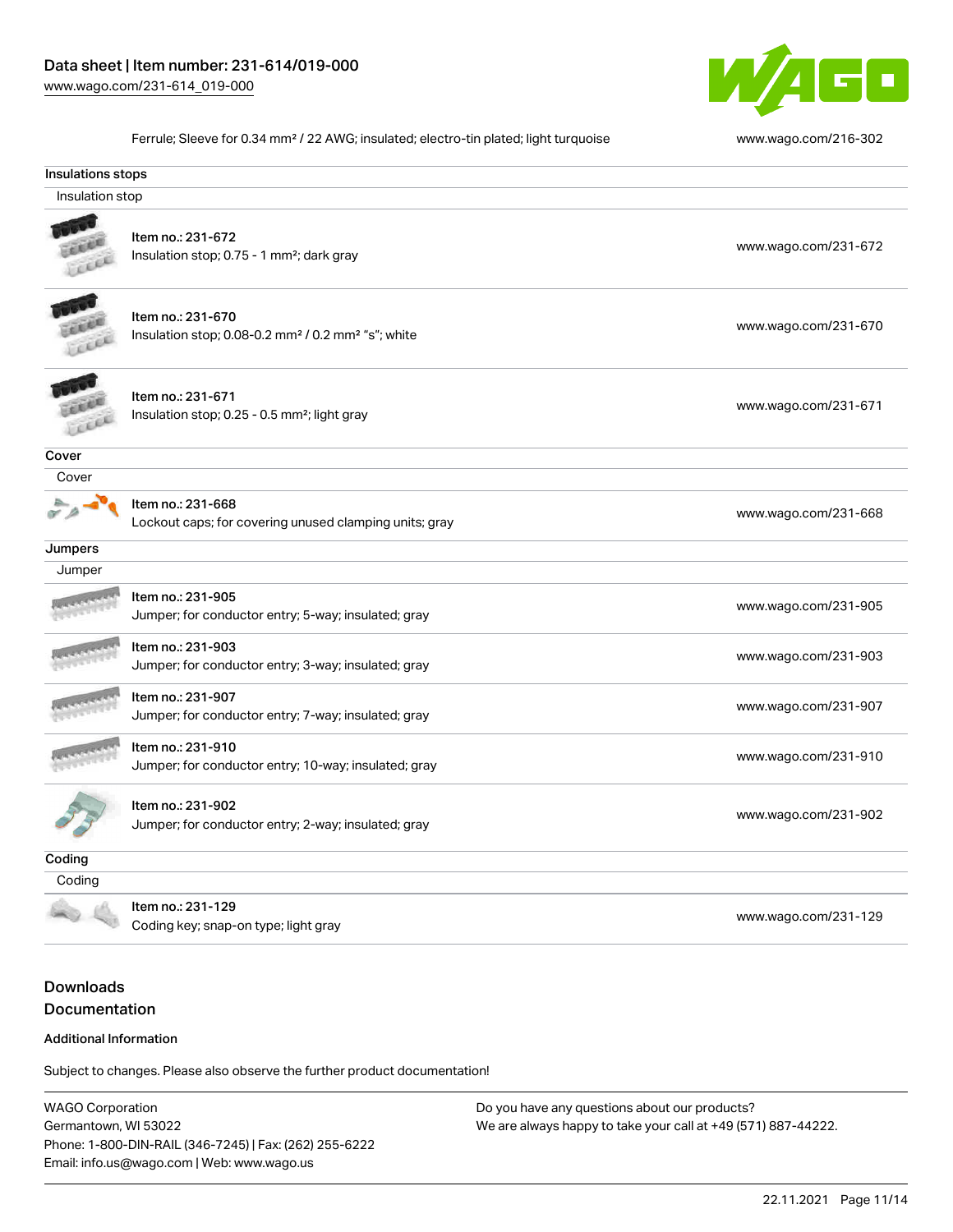Ferrule; Sleeve for 0.34 mm² / 22 AWG; insulated; electro-tin plated; light turquoise www.wago.com/216-302

## Insulations stops

Insulation stop

| Item | Link |
|---|---|
| Item no.: 231-672<br>Insulation stop; 0.75 - 1 mm²; dark gray | www.wago.com/231-672 |
| Item no.: 231-670<br>Insulation stop; 0.08-0.2 mm² / 0.2 mm² "s"; white | www.wago.com/231-670 |
| Item no.: 231-671<br>Insulation stop; 0.25 - 0.5 mm²; light gray | www.wago.com/231-671 |

## Cover

Cover

| Item | Link |
|---|---|
| Item no.: 231-668<br>Lockout caps; for covering unused clamping units; gray | www.wago.com/231-668 |

## Jumpers

Jumper

| Item | Link |
|---|---|
| Item no.: 231-905<br>Jumper; for conductor entry; 5-way; insulated; gray | www.wago.com/231-905 |
| Item no.: 231-903<br>Jumper; for conductor entry; 3-way; insulated; gray | www.wago.com/231-903 |
| Item no.: 231-907<br>Jumper; for conductor entry; 7-way; insulated; gray | www.wago.com/231-907 |
| Item no.: 231-910<br>Jumper; for conductor entry; 10-way; insulated; gray | www.wago.com/231-910 |
| Item no.: 231-902<br>Jumper; for conductor entry; 2-way; insulated; gray | www.wago.com/231-902 |

## Coding

Coding

| Item | Link |
|---|---|
| Item no.: 231-129<br>Coding key; snap-on type; light gray | www.wago.com/231-129 |

## Downloads

## Documentation

### Additional Information

Subject to changes. Please also observe the further product documentation!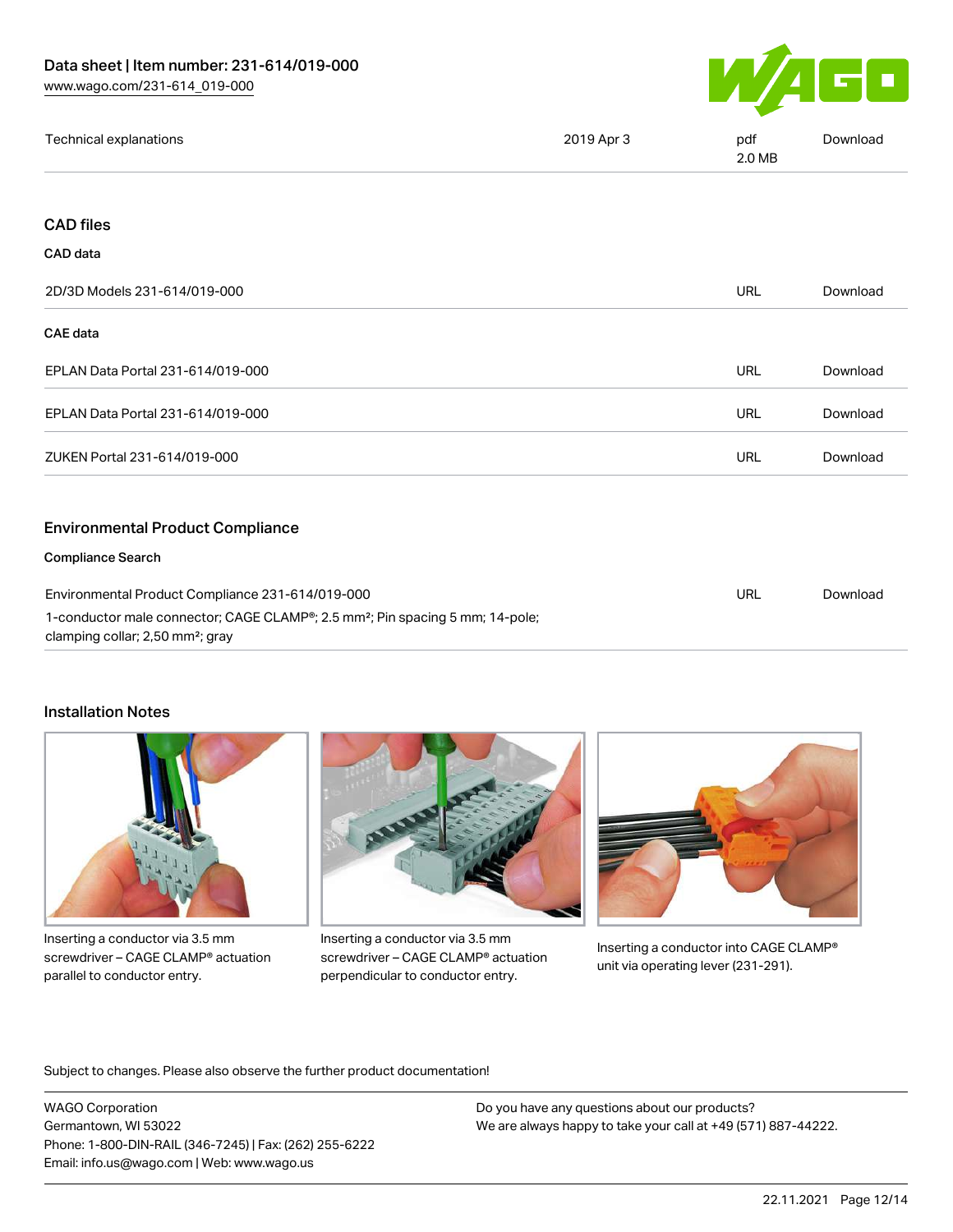| Technical explanations | 2019 Apr 3 | pdf 2.0 MB | Download |
| --- | --- | --- | --- |

## CAD files

### CAD data

| 2D/3D Models 231-614/019-000 | URL | Download |
| --- | --- | --- |

### CAE data

| EPLAN Data Portal 231-614/019-000 | URL | Download |
| --- | --- | --- |
| EPLAN Data Portal 231-614/019-000 | URL | Download |
| ZUKEN Portal 231-614/019-000 | URL | Download |

## Environmental Product Compliance

### Compliance Search

| Environmental Product Compliance 231-614/019-000 | URL | Download |
| --- | --- | --- |
| 1-conductor male connector; CAGE CLAMP®; 2.5 mm²; Pin spacing 5 mm; 14-pole; clamping collar; 2,50 mm²; gray | | |

## Installation Notes

Inserting a conductor via 3.5 mm screwdriver – CAGE CLAMP® actuation parallel to conductor entry.

Inserting a conductor via 3.5 mm screwdriver – CAGE CLAMP® actuation perpendicular to conductor entry.

Inserting a conductor into CAGE CLAMP® unit via operating lever (231-291).

Subject to changes. Please also observe the further product documentation!

WAGO Corporation
Germantown, WI 53022
Phone: 1-800-DIN-RAIL (346-7245) | Fax: (262) 255-6222
Email: info.us@wago.com | Web: www.wago.us

Do you have any questions about our products?
We are always happy to take your call at +49 (571) 887-44222.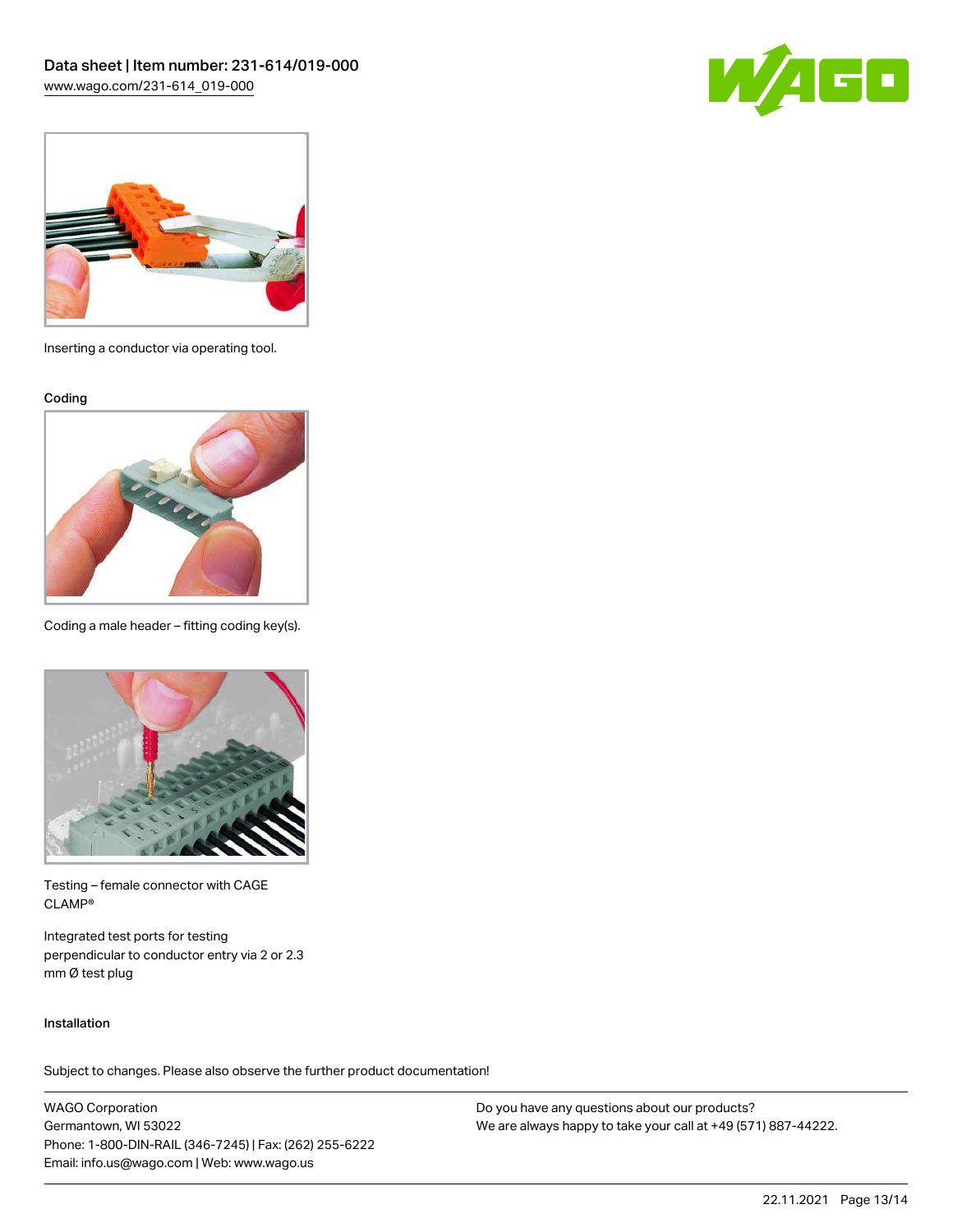Inserting a conductor via operating tool.

Coding

Coding a male header – fitting coding key(s).

Testing – female connector with CAGE CLAMP®

Integrated test ports for testing perpendicular to conductor entry via 2 or 2.3 mm Ø test plug

Installation

Subject to changes. Please also observe the further product documentation!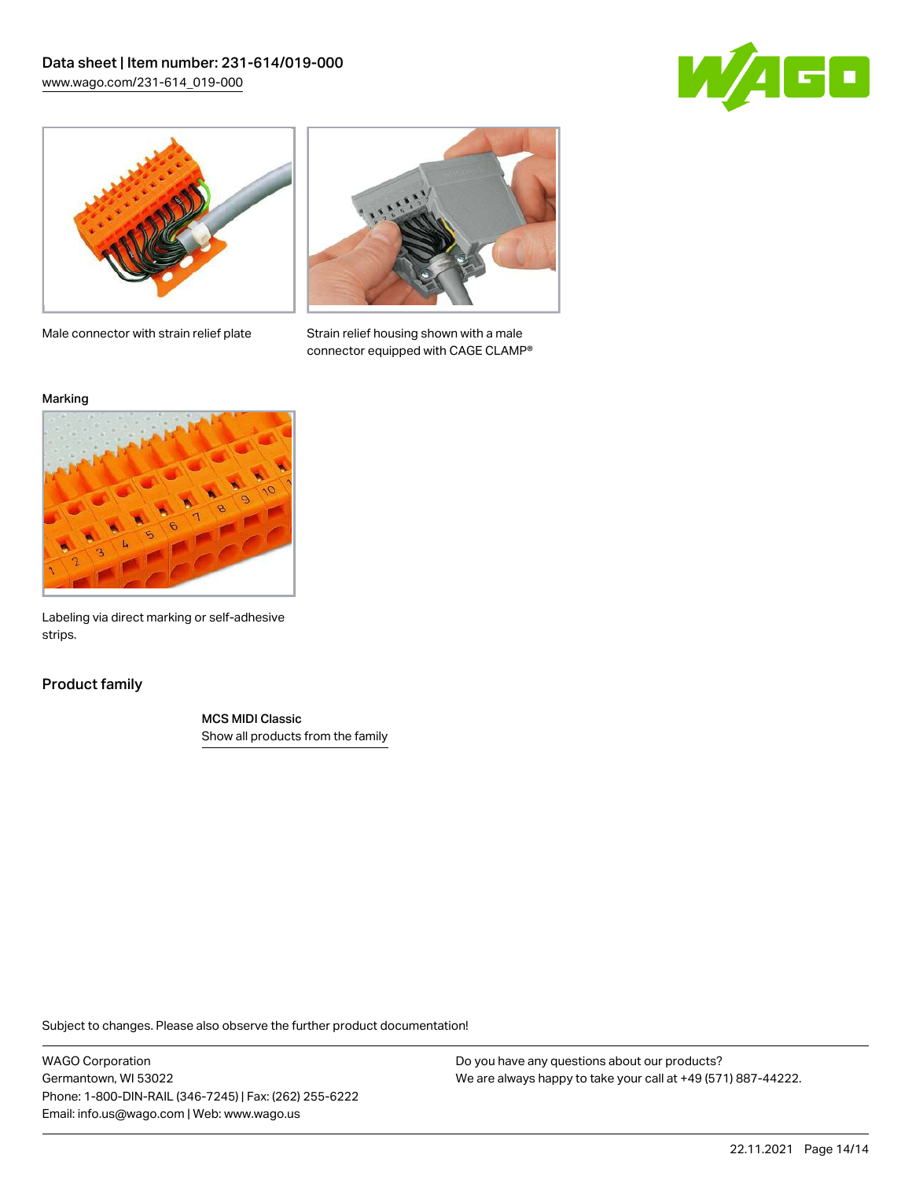Male connector with strain relief plate

Strain relief housing shown with a male connector equipped with CAGE CLAMP®

Marking

Labeling via direct marking or self-adhesive strips.

## Product family

MCS MIDI Classic
Show all products from the family

Subject to changes. Please also observe the further product documentation!

WAGO Corporation
Germantown, WI 53022
Phone: 1-800-DIN-RAIL (346-7245) | Fax: (262) 255-6222
Email: info.us@wago.com | Web: www.wago.us

Do you have any questions about our products?
We are always happy to take your call at +49 (571) 887-44222.